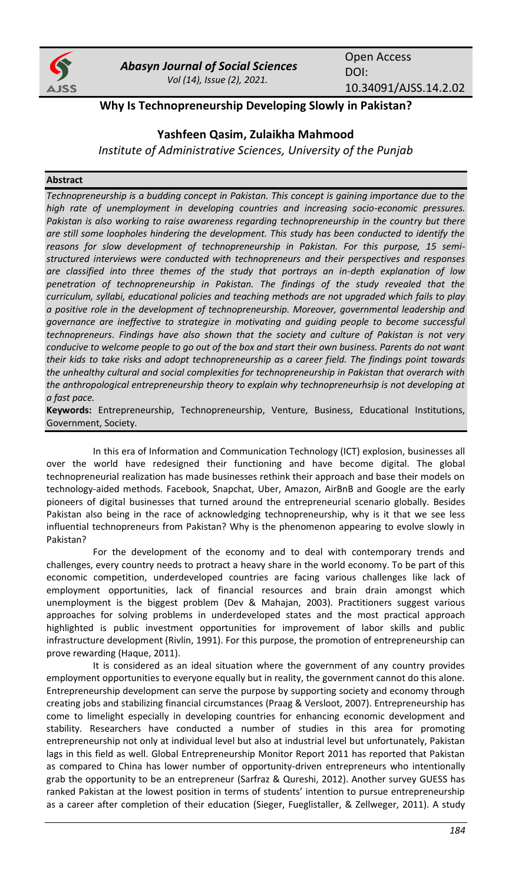# Why Is Technopreneurship Developing Slowly in Pakistan?

## Yashfeen Qasim, Zulaikha Mahmood

*Institute of Administrative Sciences, University of the Punjab*

### Abstract

*Technopreneurship is a budding concept in Pakistan. This concept is gaining importance due to the high rate of unemployment in developing countries and increasing socio-economic pressures. Pakistan is also working to raise awareness regarding technopreneurship in the country but there are still some loopholes hindering the development. This study has been conducted to identify the reasons for slow development of technopreneurship in Pakistan. For this purpose, 15 semi-structured interviews were conducted with technopreneurs and their perspectives and responses are classified into three themes of the study that portrays an in-depth explanation of low penetration of technopreneurship in Pakistan. The findings of the study revealed that the curriculum, syllabi, educational policies and teaching methods are not upgraded which fails to play a positive role in the development of technopreneurship. Moreover, governmental leadership and governance are ineffective to strategize in motivating and guiding people to become successful technopreneurs. Findings have also shown that the society and culture of Pakistan is not very conducive to welcome people to go out of the box and start their own business. Parents do not want their kids to take risks and adopt technopreneurship as a career field. The findings point towards the unhealthy cultural and social complexities for technopreneurship in Pakistan that overarch with the anthropological entrepreneurship theory to explain why technopreneurhsip is not developing at a fast pace.*

**Keywords:** Entrepreneurship, Technopreneurship, Venture, Business, Educational Institutions, Government, Society.

In this era of Information and Communication Technology (ICT) explosion, businesses all over the world have redesigned their functioning and have become digital. The global technopreneurial realization has made businesses rethink their approach and base their models on technology-aided methods. Facebook, Snapchat, Uber, Amazon, AirBnB and Google are the early pioneers of digital businesses that turned around the entrepreneurial scenario globally. Besides Pakistan also being in the race of acknowledging technopreneurship, why is it that we see less influential technopreneurs from Pakistan? Why is the phenomenon appearing to evolve slowly in Pakistan?

For the development of the economy and to deal with contemporary trends and challenges, every country needs to protract a heavy share in the world economy. To be part of this economic competition, underdeveloped countries are facing various challenges like lack of employment opportunities, lack of financial resources and brain drain amongst which unemployment is the biggest problem (Dev & Mahajan, 2003). Practitioners suggest various approaches for solving problems in underdeveloped states and the most practical approach highlighted is public investment opportunities for improvement of labor skills and public infrastructure development (Rivlin, 1991). For this purpose, the promotion of entrepreneurship can prove rewarding (Haque, 2011).

It is considered as an ideal situation where the government of any country provides employment opportunities to everyone equally but in reality, the government cannot do this alone. Entrepreneurship development can serve the purpose by supporting society and economy through creating jobs and stabilizing financial circumstances (Praag & Versloot, 2007). Entrepreneurship has come to limelight especially in developing countries for enhancing economic development and stability. Researchers have conducted a number of studies in this area for promoting entrepreneurship not only at individual level but also at industrial level but unfortunately, Pakistan lags in this field as well. Global Entrepreneurship Monitor Report 2011 has reported that Pakistan as compared to China has lower number of opportunity-driven entrepreneurs who intentionally grab the opportunity to be an entrepreneur (Sarfraz & Qureshi, 2012). Another survey GUESS has ranked Pakistan at the lowest position in terms of students' intention to pursue entrepreneurship as a career after completion of their education (Sieger, Fueglistaller, & Zellweger, 2011). A study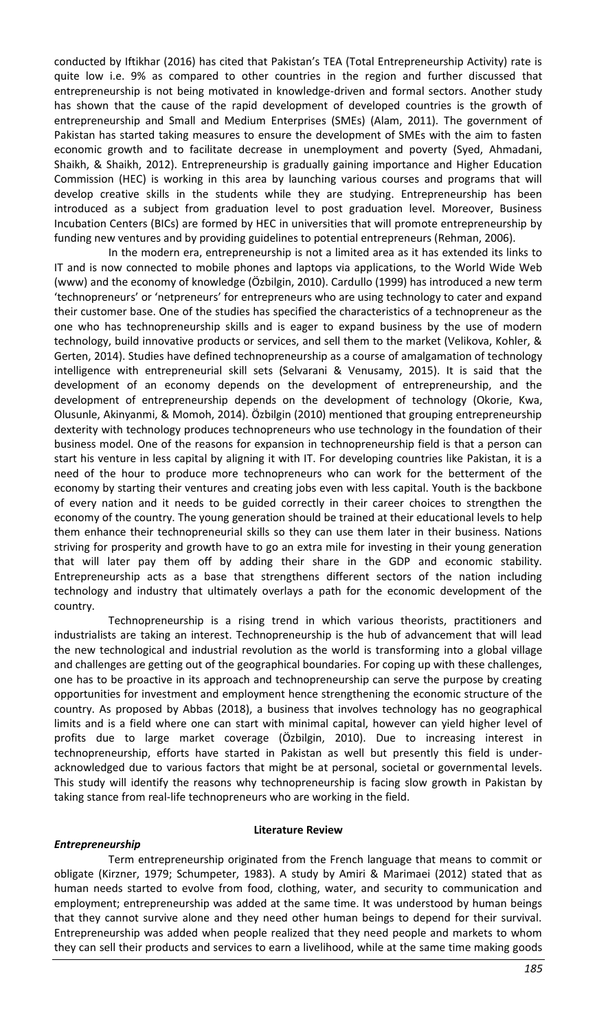conducted by Iftikhar (2016) has cited that Pakistan's TEA (Total Entrepreneurship Activity) rate is quite low i.e. 9% as compared to other countries in the region and further discussed that entrepreneurship is not being motivated in knowledge-driven and formal sectors. Another study has shown that the cause of the rapid development of developed countries is the growth of entrepreneurship and Small and Medium Enterprises (SMEs) (Alam, 2011). The government of Pakistan has started taking measures to ensure the development of SMEs with the aim to fasten economic growth and to facilitate decrease in unemployment and poverty (Syed, Ahmadani, Shaikh, & Shaikh, 2012). Entrepreneurship is gradually gaining importance and Higher Education Commission (HEC) is working in this area by launching various courses and programs that will develop creative skills in the students while they are studying. Entrepreneurship has been introduced as a subject from graduation level to post graduation level. Moreover, Business Incubation Centers (BICs) are formed by HEC in universities that will promote entrepreneurship by funding new ventures and by providing guidelines to potential entrepreneurs (Rehman, 2006).

In the modern era, entrepreneurship is not a limited area as it has extended its links to IT and is now connected to mobile phones and laptops via applications, to the World Wide Web (www) and the economy of knowledge (Özbilgin, 2010). Cardullo (1999) has introduced a new term 'technopreneurs' or 'netpreneurs' for entrepreneurs who are using technology to cater and expand their customer base. One of the studies has specified the characteristics of a technopreneur as the one who has technopreneurship skills and is eager to expand business by the use of modern technology, build innovative products or services, and sell them to the market (Velikova, Kohler, & Gerten, 2014). Studies have defined technopreneurship as a course of amalgamation of technology intelligence with entrepreneurial skill sets (Selvarani & Venusamy, 2015). It is said that the development of an economy depends on the development of entrepreneurship, and the development of entrepreneurship depends on the development of technology (Okorie, Kwa, Olusunle, Akinyanmi, & Momoh, 2014). Özbilgin (2010) mentioned that grouping entrepreneurship dexterity with technology produces technopreneurs who use technology in the foundation of their business model. One of the reasons for expansion in technopreneurship field is that a person can start his venture in less capital by aligning it with IT. For developing countries like Pakistan, it is a need of the hour to produce more technopreneurs who can work for the betterment of the economy by starting their ventures and creating jobs even with less capital. Youth is the backbone of every nation and it needs to be guided correctly in their career choices to strengthen the economy of the country. The young generation should be trained at their educational levels to help them enhance their technopreneurial skills so they can use them later in their business. Nations striving for prosperity and growth have to go an extra mile for investing in their young generation that will later pay them off by adding their share in the GDP and economic stability. Entrepreneurship acts as a base that strengthens different sectors of the nation including technology and industry that ultimately overlays a path for the economic development of the country.

Technopreneurship is a rising trend in which various theorists, practitioners and industrialists are taking an interest. Technopreneurship is the hub of advancement that will lead the new technological and industrial revolution as the world is transforming into a global village and challenges are getting out of the geographical boundaries. For coping up with these challenges, one has to be proactive in its approach and technopreneurship can serve the purpose by creating opportunities for investment and employment hence strengthening the economic structure of the country. As proposed by Abbas (2018), a business that involves technology has no geographical limits and is a field where one can start with minimal capital, however can yield higher level of profits due to large market coverage (Özbilgin, 2010). Due to increasing interest in technopreneurship, efforts have started in Pakistan as well but presently this field is under-acknowledged due to various factors that might be at personal, societal or governmental levels. This study will identify the reasons why technopreneurship is facing slow growth in Pakistan by taking stance from real-life technopreneurs who are working in the field.

## Literature Review

### *Entrepreneurship*

Term entrepreneurship originated from the French language that means to commit or obligate (Kirzner, 1979; Schumpeter, 1983). A study by Amiri & Marimaei (2012) stated that as human needs started to evolve from food, clothing, water, and security to communication and employment; entrepreneurship was added at the same time. It was understood by human beings that they cannot survive alone and they need other human beings to depend for their survival. Entrepreneurship was added when people realized that they need people and markets to whom they can sell their products and services to earn a livelihood, while at the same time making goods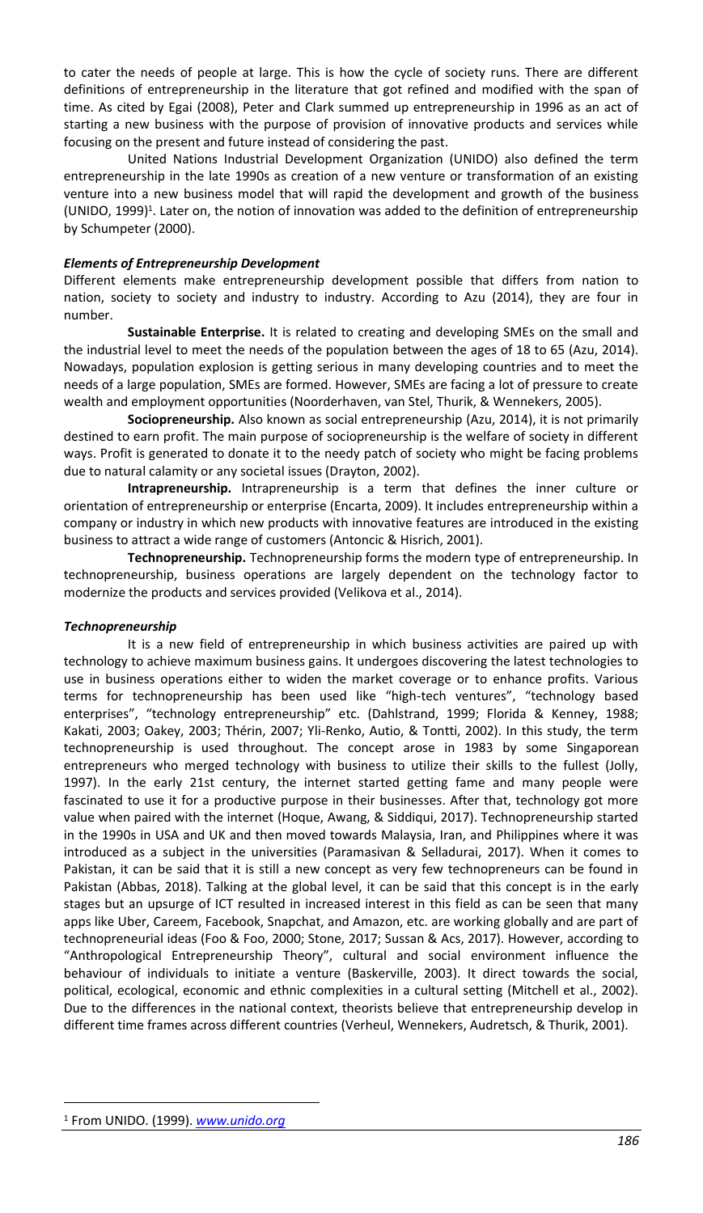to cater the needs of people at large. This is how the cycle of society runs. There are different definitions of entrepreneurship in the literature that got refined and modified with the span of time. As cited by Egai (2008), Peter and Clark summed up entrepreneurship in 1996 as an act of starting a new business with the purpose of provision of innovative products and services while focusing on the present and future instead of considering the past.

United Nations Industrial Development Organization (UNIDO) also defined the term entrepreneurship in the late 1990s as creation of a new venture or transformation of an existing venture into a new business model that will rapid the development and growth of the business (UNIDO, 1999)[1]. Later on, the notion of innovation was added to the definition of entrepreneurship by Schumpeter (2000).

### *Elements of Entrepreneurship Development*

Different elements make entrepreneurship development possible that differs from nation to nation, society to society and industry to industry. According to Azu (2014), they are four in number.

**Sustainable Enterprise.** It is related to creating and developing SMEs on the small and the industrial level to meet the needs of the population between the ages of 18 to 65 (Azu, 2014). Nowadays, population explosion is getting serious in many developing countries and to meet the needs of a large population, SMEs are formed. However, SMEs are facing a lot of pressure to create wealth and employment opportunities (Noorderhaven, van Stel, Thurik, & Wennekers, 2005).

**Sociopreneurship.** Also known as social entrepreneurship (Azu, 2014), it is not primarily destined to earn profit. The main purpose of sociopreneurship is the welfare of society in different ways. Profit is generated to donate it to the needy patch of society who might be facing problems due to natural calamity or any societal issues (Drayton, 2002).

**Intrapreneurship.** Intrapreneurship is a term that defines the inner culture or orientation of entrepreneurship or enterprise (Encarta, 2009). It includes entrepreneurship within a company or industry in which new products with innovative features are introduced in the existing business to attract a wide range of customers (Antoncic & Hisrich, 2001).

**Technopreneurship.** Technopreneurship forms the modern type of entrepreneurship. In technopreneurship, business operations are largely dependent on the technology factor to modernize the products and services provided (Velikova et al., 2014).

### *Technopreneurship*

It is a new field of entrepreneurship in which business activities are paired up with technology to achieve maximum business gains. It undergoes discovering the latest technologies to use in business operations either to widen the market coverage or to enhance profits. Various terms for technopreneurship has been used like "high-tech ventures", "technology based enterprises", "technology entrepreneurship" etc. (Dahlstrand, 1999; Florida & Kenney, 1988; Kakati, 2003; Oakey, 2003; Thérin, 2007; Yli-Renko, Autio, & Tontti, 2002). In this study, the term technopreneurship is used throughout. The concept arose in 1983 by some Singaporean entrepreneurs who merged technology with business to utilize their skills to the fullest (Jolly, 1997). In the early 21st century, the internet started getting fame and many people were fascinated to use it for a productive purpose in their businesses. After that, technology got more value when paired with the internet (Hoque, Awang, & Siddiqui, 2017). Technopreneurship started in the 1990s in USA and UK and then moved towards Malaysia, Iran, and Philippines where it was introduced as a subject in the universities (Paramasivan & Selladurai, 2017). When it comes to Pakistan, it can be said that it is still a new concept as very few technopreneurs can be found in Pakistan (Abbas, 2018). Talking at the global level, it can be said that this concept is in the early stages but an upsurge of ICT resulted in increased interest in this field as can be seen that many apps like Uber, Careem, Facebook, Snapchat, and Amazon, etc. are working globally and are part of technopreneurial ideas (Foo & Foo, 2000; Stone, 2017; Sussan & Acs, 2017). However, according to "Anthropological Entrepreneurship Theory", cultural and social environment influence the behaviour of individuals to initiate a venture (Baskerville, 2003). It direct towards the social, political, ecological, economic and ethnic complexities in a cultural setting (Mitchell et al., 2002). Due to the differences in the national context, theorists believe that entrepreneurship develop in different time frames across different countries (Verheul, Wennekers, Audretsch, & Thurik, 2001).

[1] From UNIDO. (1999). *www.unido.org*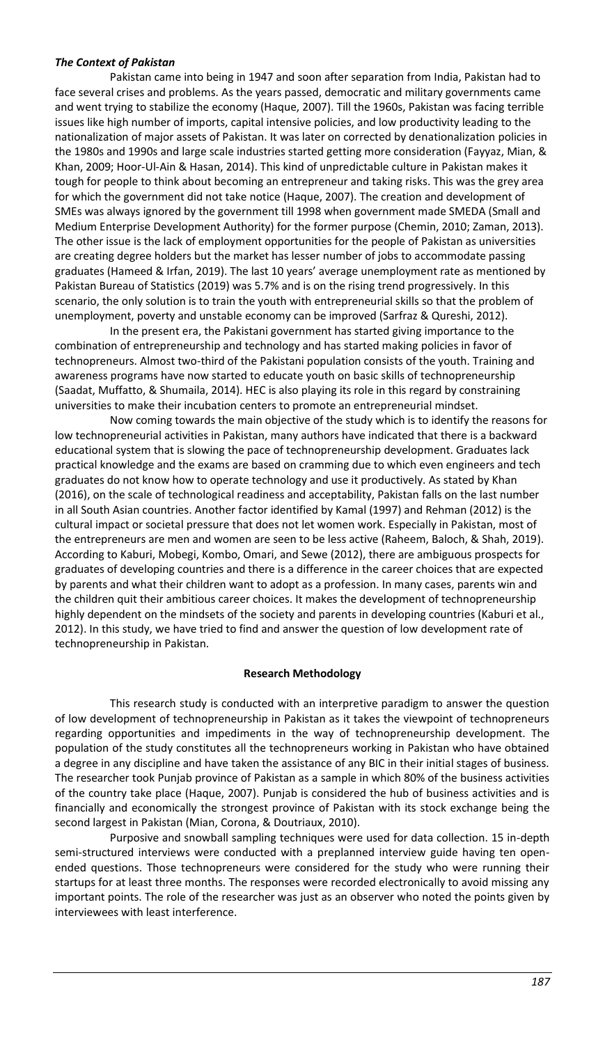### *The Context of Pakistan*

Pakistan came into being in 1947 and soon after separation from India, Pakistan had to face several crises and problems. As the years passed, democratic and military governments came and went trying to stabilize the economy (Haque, 2007). Till the 1960s, Pakistan was facing terrible issues like high number of imports, capital intensive policies, and low productivity leading to the nationalization of major assets of Pakistan. It was later on corrected by denationalization policies in the 1980s and 1990s and large scale industries started getting more consideration (Fayyaz, Mian, & Khan, 2009; Hoor-Ul-Ain & Hasan, 2014). This kind of unpredictable culture in Pakistan makes it tough for people to think about becoming an entrepreneur and taking risks. This was the grey area for which the government did not take notice (Haque, 2007). The creation and development of SMEs was always ignored by the government till 1998 when government made SMEDA (Small and Medium Enterprise Development Authority) for the former purpose (Chemin, 2010; Zaman, 2013). The other issue is the lack of employment opportunities for the people of Pakistan as universities are creating degree holders but the market has lesser number of jobs to accommodate passing graduates (Hameed & Irfan, 2019). The last 10 years' average unemployment rate as mentioned by Pakistan Bureau of Statistics (2019) was 5.7% and is on the rising trend progressively. In this scenario, the only solution is to train the youth with entrepreneurial skills so that the problem of unemployment, poverty and unstable economy can be improved (Sarfraz & Qureshi, 2012).

In the present era, the Pakistani government has started giving importance to the combination of entrepreneurship and technology and has started making policies in favor of technopreneurs. Almost two-third of the Pakistani population consists of the youth. Training and awareness programs have now started to educate youth on basic skills of technopreneurship (Saadat, Muffatto, & Shumaila, 2014). HEC is also playing its role in this regard by constraining universities to make their incubation centers to promote an entrepreneurial mindset.

Now coming towards the main objective of the study which is to identify the reasons for low technopreneurial activities in Pakistan, many authors have indicated that there is a backward educational system that is slowing the pace of technopreneurship development. Graduates lack practical knowledge and the exams are based on cramming due to which even engineers and tech graduates do not know how to operate technology and use it productively. As stated by Khan (2016), on the scale of technological readiness and acceptability, Pakistan falls on the last number in all South Asian countries. Another factor identified by Kamal (1997) and Rehman (2012) is the cultural impact or societal pressure that does not let women work. Especially in Pakistan, most of the entrepreneurs are men and women are seen to be less active (Raheem, Baloch, & Shah, 2019). According to Kaburi, Mobegi, Kombo, Omari, and Sewe (2012), there are ambiguous prospects for graduates of developing countries and there is a difference in the career choices that are expected by parents and what their children want to adopt as a profession. In many cases, parents win and the children quit their ambitious career choices. It makes the development of technopreneurship highly dependent on the mindsets of the society and parents in developing countries (Kaburi et al., 2012). In this study, we have tried to find and answer the question of low development rate of technopreneurship in Pakistan.

## Research Methodology

This research study is conducted with an interpretive paradigm to answer the question of low development of technopreneurship in Pakistan as it takes the viewpoint of technopreneurs regarding opportunities and impediments in the way of technopreneurship development. The population of the study constitutes all the technopreneurs working in Pakistan who have obtained a degree in any discipline and have taken the assistance of any BIC in their initial stages of business. The researcher took Punjab province of Pakistan as a sample in which 80% of the business activities of the country take place (Haque, 2007). Punjab is considered the hub of business activities and is financially and economically the strongest province of Pakistan with its stock exchange being the second largest in Pakistan (Mian, Corona, & Doutriaux, 2010).

Purposive and snowball sampling techniques were used for data collection. 15 in-depth semi-structured interviews were conducted with a preplanned interview guide having ten open-ended questions. Those technopreneurs were considered for the study who were running their startups for at least three months. The responses were recorded electronically to avoid missing any important points. The role of the researcher was just as an observer who noted the points given by interviewees with least interference.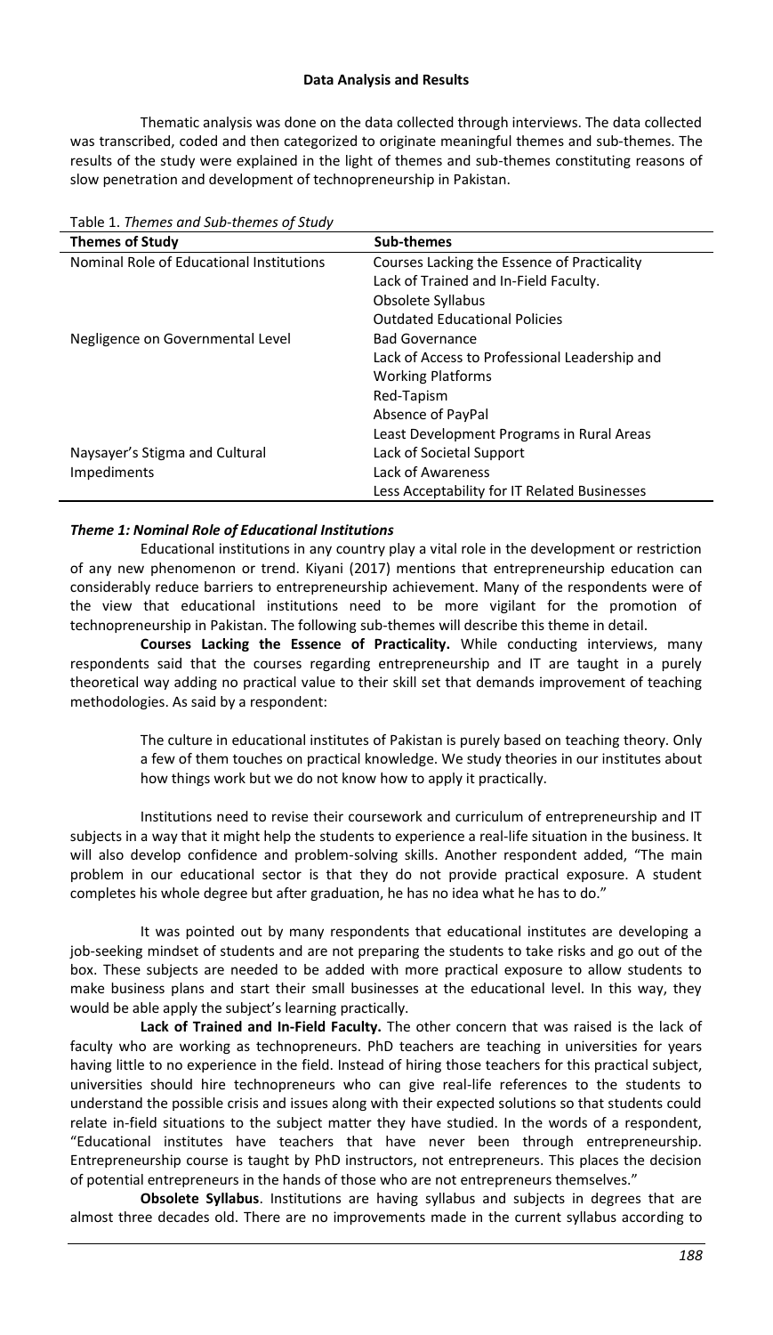### Data Analysis and Results

Thematic analysis was done on the data collected through interviews. The data collected was transcribed, coded and then categorized to originate meaningful themes and sub-themes. The results of the study were explained in the light of themes and sub-themes constituting reasons of slow penetration and development of technopreneurship in Pakistan.

Table 1. *Themes and Sub-themes of Study*

| Themes of Study | Sub-themes |
|---|---|
| Nominal Role of Educational Institutions | Courses Lacking the Essence of Practicality |
| | Lack of Trained and In-Field Faculty. |
| | Obsolete Syllabus |
| | Outdated Educational Policies |
| Negligence on Governmental Level | Bad Governance |
| | Lack of Access to Professional Leadership and Working Platforms |
| | Red-Tapism |
| | Absence of PayPal |
| | Least Development Programs in Rural Areas |
| Naysayer's Stigma and Cultural Impediments | Lack of Societal Support |
| | Lack of Awareness |
| | Less Acceptability for IT Related Businesses |

#### *Theme 1: Nominal Role of Educational Institutions*

Educational institutions in any country play a vital role in the development or restriction of any new phenomenon or trend. Kiyani (2017) mentions that entrepreneurship education can considerably reduce barriers to entrepreneurship achievement. Many of the respondents were of the view that educational institutions need to be more vigilant for the promotion of technopreneurship in Pakistan. The following sub-themes will describe this theme in detail.

**Courses Lacking the Essence of Practicality.** While conducting interviews, many respondents said that the courses regarding entrepreneurship and IT are taught in a purely theoretical way adding no practical value to their skill set that demands improvement of teaching methodologies. As said by a respondent:

> The culture in educational institutes of Pakistan is purely based on teaching theory. Only a few of them touches on practical knowledge. We study theories in our institutes about how things work but we do not know how to apply it practically.

Institutions need to revise their coursework and curriculum of entrepreneurship and IT subjects in a way that it might help the students to experience a real-life situation in the business. It will also develop confidence and problem-solving skills. Another respondent added, "The main problem in our educational sector is that they do not provide practical exposure. A student completes his whole degree but after graduation, he has no idea what he has to do."

It was pointed out by many respondents that educational institutes are developing a job-seeking mindset of students and are not preparing the students to take risks and go out of the box. These subjects are needed to be added with more practical exposure to allow students to make business plans and start their small businesses at the educational level. In this way, they would be able apply the subject's learning practically.

**Lack of Trained and In-Field Faculty.** The other concern that was raised is the lack of faculty who are working as technopreneurs. PhD teachers are teaching in universities for years having little to no experience in the field. Instead of hiring those teachers for this practical subject, universities should hire technopreneurs who can give real-life references to the students to understand the possible crisis and issues along with their expected solutions so that students could relate in-field situations to the subject matter they have studied. In the words of a respondent, "Educational institutes have teachers that have never been through entrepreneurship. Entrepreneurship course is taught by PhD instructors, not entrepreneurs. This places the decision of potential entrepreneurs in the hands of those who are not entrepreneurs themselves."

**Obsolete Syllabus**. Institutions are having syllabus and subjects in degrees that are almost three decades old. There are no improvements made in the current syllabus according to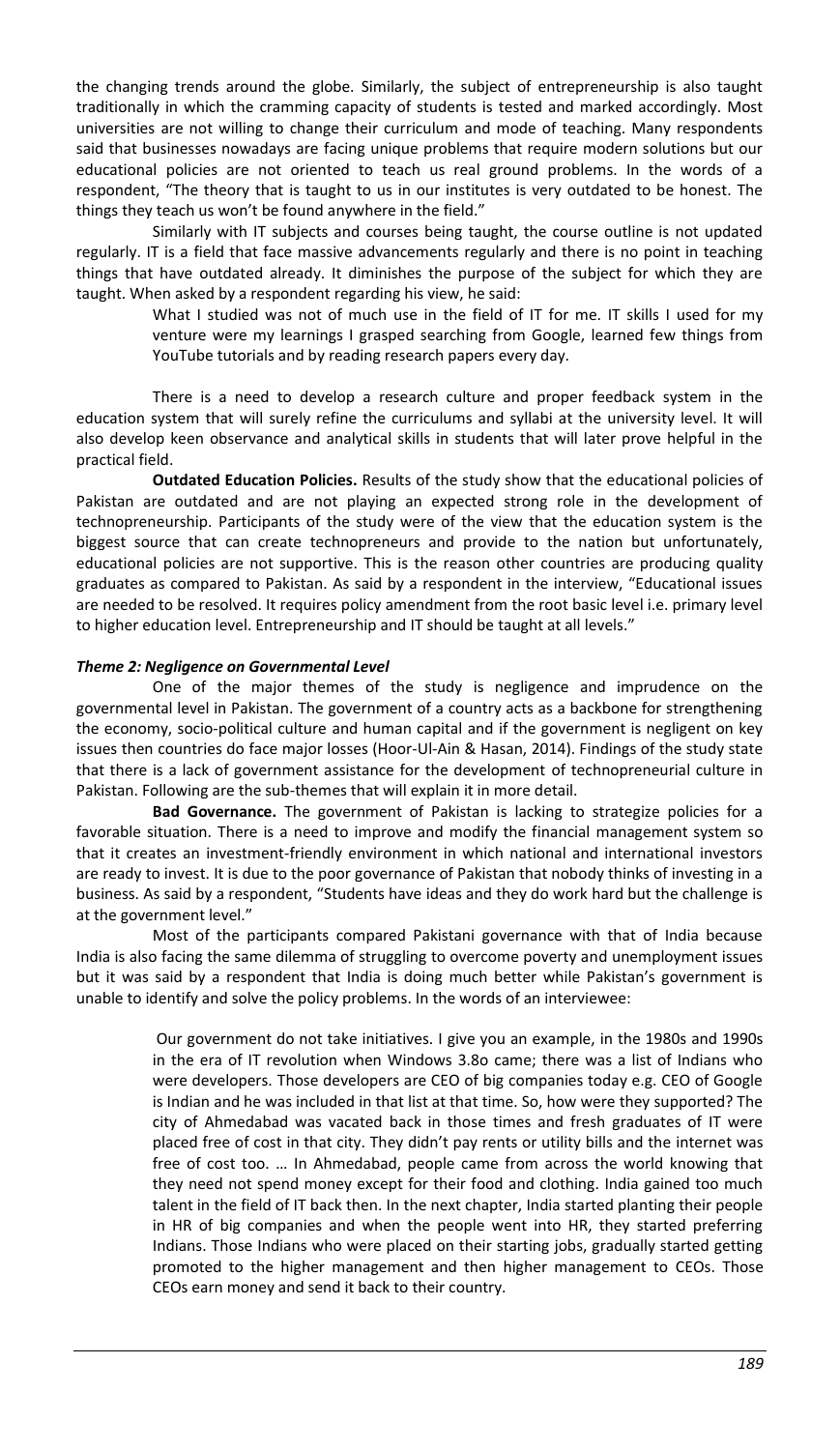the changing trends around the globe. Similarly, the subject of entrepreneurship is also taught traditionally in which the cramming capacity of students is tested and marked accordingly. Most universities are not willing to change their curriculum and mode of teaching. Many respondents said that businesses nowadays are facing unique problems that require modern solutions but our educational policies are not oriented to teach us real ground problems. In the words of a respondent, "The theory that is taught to us in our institutes is very outdated to be honest. The things they teach us won't be found anywhere in the field."

Similarly with IT subjects and courses being taught, the course outline is not updated regularly. IT is a field that face massive advancements regularly and there is no point in teaching things that have outdated already. It diminishes the purpose of the subject for which they are taught. When asked by a respondent regarding his view, he said:

> What I studied was not of much use in the field of IT for me. IT skills I used for my venture were my learnings I grasped searching from Google, learned few things from YouTube tutorials and by reading research papers every day.

There is a need to develop a research culture and proper feedback system in the education system that will surely refine the curriculums and syllabi at the university level. It will also develop keen observance and analytical skills in students that will later prove helpful in the practical field.

**Outdated Education Policies.** Results of the study show that the educational policies of Pakistan are outdated and are not playing an expected strong role in the development of technopreneurship. Participants of the study were of the view that the education system is the biggest source that can create technopreneurs and provide to the nation but unfortunately, educational policies are not supportive. This is the reason other countries are producing quality graduates as compared to Pakistan. As said by a respondent in the interview, "Educational issues are needed to be resolved. It requires policy amendment from the root basic level i.e. primary level to higher education level. Entrepreneurship and IT should be taught at all levels."

### *Theme 2: Negligence on Governmental Level*

One of the major themes of the study is negligence and imprudence on the governmental level in Pakistan. The government of a country acts as a backbone for strengthening the economy, socio-political culture and human capital and if the government is negligent on key issues then countries do face major losses (Hoor-Ul-Ain & Hasan, 2014). Findings of the study state that there is a lack of government assistance for the development of technopreneurial culture in Pakistan. Following are the sub-themes that will explain it in more detail.

**Bad Governance.** The government of Pakistan is lacking to strategize policies for a favorable situation. There is a need to improve and modify the financial management system so that it creates an investment-friendly environment in which national and international investors are ready to invest. It is due to the poor governance of Pakistan that nobody thinks of investing in a business. As said by a respondent, "Students have ideas and they do work hard but the challenge is at the government level."

Most of the participants compared Pakistani governance with that of India because India is also facing the same dilemma of struggling to overcome poverty and unemployment issues but it was said by a respondent that India is doing much better while Pakistan's government is unable to identify and solve the policy problems. In the words of an interviewee:

> Our government do not take initiatives. I give you an example, in the 1980s and 1990s in the era of IT revolution when Windows 3.8o came; there was a list of Indians who were developers. Those developers are CEO of big companies today e.g. CEO of Google is Indian and he was included in that list at that time. So, how were they supported? The city of Ahmedabad was vacated back in those times and fresh graduates of IT were placed free of cost in that city. They didn't pay rents or utility bills and the internet was free of cost too. … In Ahmedabad, people came from across the world knowing that they need not spend money except for their food and clothing. India gained too much talent in the field of IT back then. In the next chapter, India started planting their people in HR of big companies and when the people went into HR, they started preferring Indians. Those Indians who were placed on their starting jobs, gradually started getting promoted to the higher management and then higher management to CEOs. Those CEOs earn money and send it back to their country.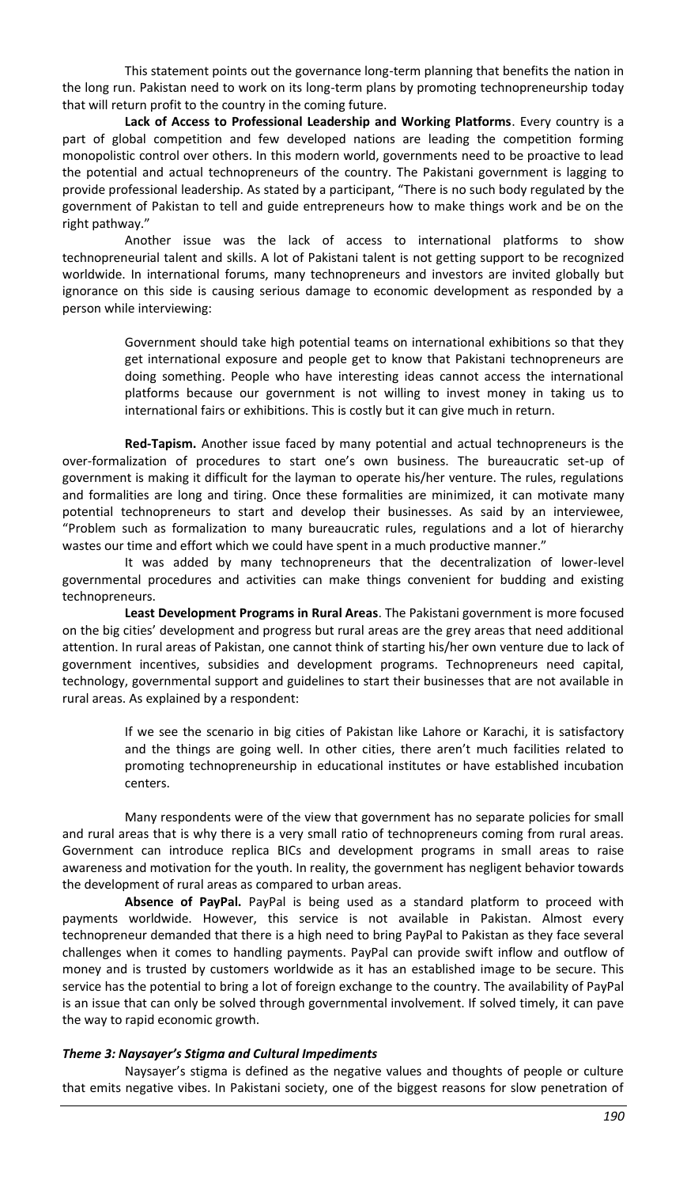This statement points out the governance long-term planning that benefits the nation in the long run. Pakistan need to work on its long-term plans by promoting technopreneurship today that will return profit to the country in the coming future.

**Lack of Access to Professional Leadership and Working Platforms**. Every country is a part of global competition and few developed nations are leading the competition forming monopolistic control over others. In this modern world, governments need to be proactive to lead the potential and actual technopreneurs of the country. The Pakistani government is lagging to provide professional leadership. As stated by a participant, "There is no such body regulated by the government of Pakistan to tell and guide entrepreneurs how to make things work and be on the right pathway."

Another issue was the lack of access to international platforms to show technopreneurial talent and skills. A lot of Pakistani talent is not getting support to be recognized worldwide. In international forums, many technopreneurs and investors are invited globally but ignorance on this side is causing serious damage to economic development as responded by a person while interviewing:

> Government should take high potential teams on international exhibitions so that they get international exposure and people get to know that Pakistani technopreneurs are doing something. People who have interesting ideas cannot access the international platforms because our government is not willing to invest money in taking us to international fairs or exhibitions. This is costly but it can give much in return.

**Red-Tapism.** Another issue faced by many potential and actual technopreneurs is the over-formalization of procedures to start one's own business. The bureaucratic set-up of government is making it difficult for the layman to operate his/her venture. The rules, regulations and formalities are long and tiring. Once these formalities are minimized, it can motivate many potential technopreneurs to start and develop their businesses. As said by an interviewee, "Problem such as formalization to many bureaucratic rules, regulations and a lot of hierarchy wastes our time and effort which we could have spent in a much productive manner."

It was added by many technopreneurs that the decentralization of lower-level governmental procedures and activities can make things convenient for budding and existing technopreneurs.

**Least Development Programs in Rural Areas**. The Pakistani government is more focused on the big cities' development and progress but rural areas are the grey areas that need additional attention. In rural areas of Pakistan, one cannot think of starting his/her own venture due to lack of government incentives, subsidies and development programs. Technopreneurs need capital, technology, governmental support and guidelines to start their businesses that are not available in rural areas. As explained by a respondent:

> If we see the scenario in big cities of Pakistan like Lahore or Karachi, it is satisfactory and the things are going well. In other cities, there aren't much facilities related to promoting technopreneurship in educational institutes or have established incubation centers.

Many respondents were of the view that government has no separate policies for small and rural areas that is why there is a very small ratio of technopreneurs coming from rural areas. Government can introduce replica BICs and development programs in small areas to raise awareness and motivation for the youth. In reality, the government has negligent behavior towards the development of rural areas as compared to urban areas.

**Absence of PayPal.** PayPal is being used as a standard platform to proceed with payments worldwide. However, this service is not available in Pakistan. Almost every technopreneur demanded that there is a high need to bring PayPal to Pakistan as they face several challenges when it comes to handling payments. PayPal can provide swift inflow and outflow of money and is trusted by customers worldwide as it has an established image to be secure. This service has the potential to bring a lot of foreign exchange to the country. The availability of PayPal is an issue that can only be solved through governmental involvement. If solved timely, it can pave the way to rapid economic growth.

### ***Theme 3: Naysayer's Stigma and Cultural Impediments***

Naysayer's stigma is defined as the negative values and thoughts of people or culture that emits negative vibes. In Pakistani society, one of the biggest reasons for slow penetration of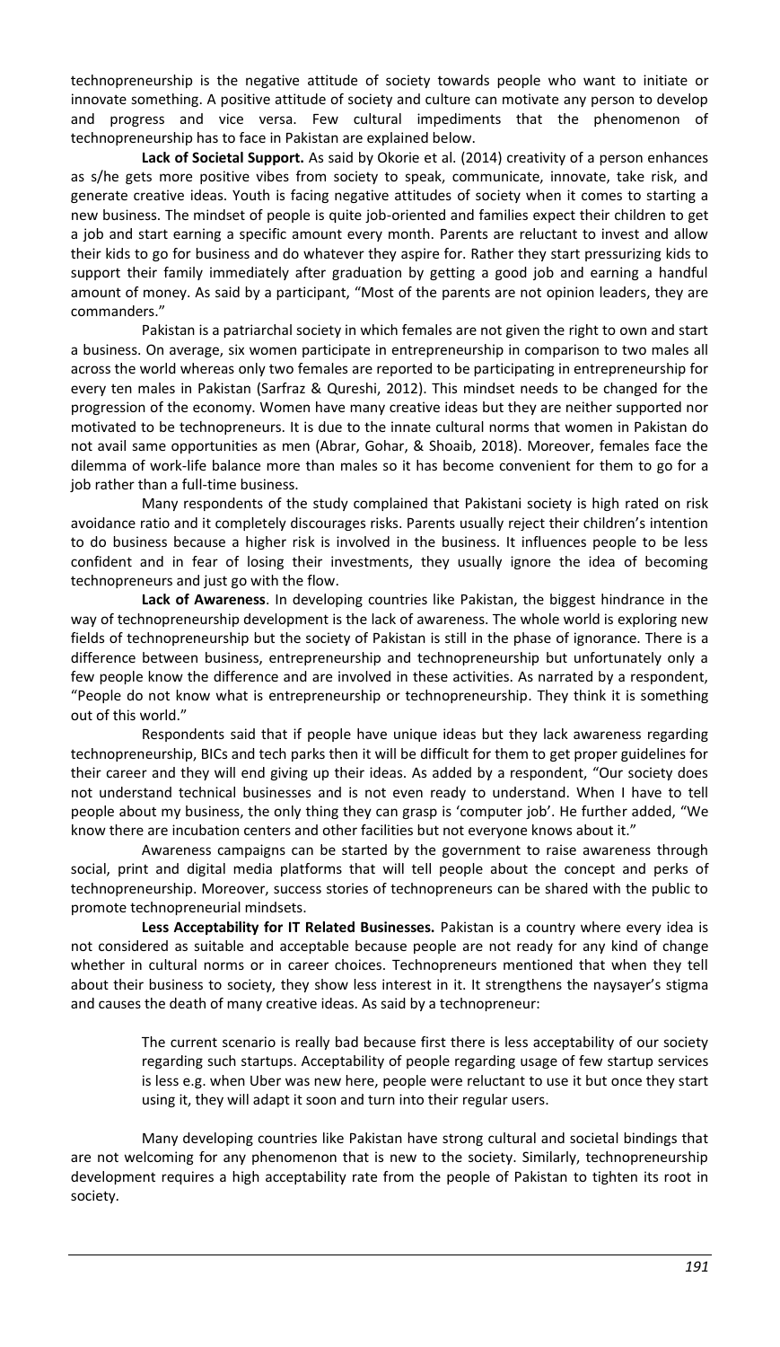technopreneurship is the negative attitude of society towards people who want to initiate or innovate something. A positive attitude of society and culture can motivate any person to develop and progress and vice versa. Few cultural impediments that the phenomenon of technopreneurship has to face in Pakistan are explained below.

**Lack of Societal Support.** As said by Okorie et al. (2014) creativity of a person enhances as s/he gets more positive vibes from society to speak, communicate, innovate, take risk, and generate creative ideas. Youth is facing negative attitudes of society when it comes to starting a new business. The mindset of people is quite job-oriented and families expect their children to get a job and start earning a specific amount every month. Parents are reluctant to invest and allow their kids to go for business and do whatever they aspire for. Rather they start pressurizing kids to support their family immediately after graduation by getting a good job and earning a handful amount of money. As said by a participant, "Most of the parents are not opinion leaders, they are commanders."

Pakistan is a patriarchal society in which females are not given the right to own and start a business. On average, six women participate in entrepreneurship in comparison to two males all across the world whereas only two females are reported to be participating in entrepreneurship for every ten males in Pakistan (Sarfraz & Qureshi, 2012). This mindset needs to be changed for the progression of the economy. Women have many creative ideas but they are neither supported nor motivated to be technopreneurs. It is due to the innate cultural norms that women in Pakistan do not avail same opportunities as men (Abrar, Gohar, & Shoaib, 2018). Moreover, females face the dilemma of work-life balance more than males so it has become convenient for them to go for a job rather than a full-time business.

Many respondents of the study complained that Pakistani society is high rated on risk avoidance ratio and it completely discourages risks. Parents usually reject their children's intention to do business because a higher risk is involved in the business. It influences people to be less confident and in fear of losing their investments, they usually ignore the idea of becoming technopreneurs and just go with the flow.

**Lack of Awareness**. In developing countries like Pakistan, the biggest hindrance in the way of technopreneurship development is the lack of awareness. The whole world is exploring new fields of technopreneurship but the society of Pakistan is still in the phase of ignorance. There is a difference between business, entrepreneurship and technopreneurship but unfortunately only a few people know the difference and are involved in these activities. As narrated by a respondent, "People do not know what is entrepreneurship or technopreneurship. They think it is something out of this world."

Respondents said that if people have unique ideas but they lack awareness regarding technopreneurship, BICs and tech parks then it will be difficult for them to get proper guidelines for their career and they will end giving up their ideas. As added by a respondent, "Our society does not understand technical businesses and is not even ready to understand. When I have to tell people about my business, the only thing they can grasp is 'computer job'. He further added, "We know there are incubation centers and other facilities but not everyone knows about it."

Awareness campaigns can be started by the government to raise awareness through social, print and digital media platforms that will tell people about the concept and perks of technopreneurship. Moreover, success stories of technopreneurs can be shared with the public to promote technopreneurial mindsets.

**Less Acceptability for IT Related Businesses.** Pakistan is a country where every idea is not considered as suitable and acceptable because people are not ready for any kind of change whether in cultural norms or in career choices. Technopreneurs mentioned that when they tell about their business to society, they show less interest in it. It strengthens the naysayer's stigma and causes the death of many creative ideas. As said by a technopreneur:

> The current scenario is really bad because first there is less acceptability of our society regarding such startups. Acceptability of people regarding usage of few startup services is less e.g. when Uber was new here, people were reluctant to use it but once they start using it, they will adapt it soon and turn into their regular users.

Many developing countries like Pakistan have strong cultural and societal bindings that are not welcoming for any phenomenon that is new to the society. Similarly, technopreneurship development requires a high acceptability rate from the people of Pakistan to tighten its root in society.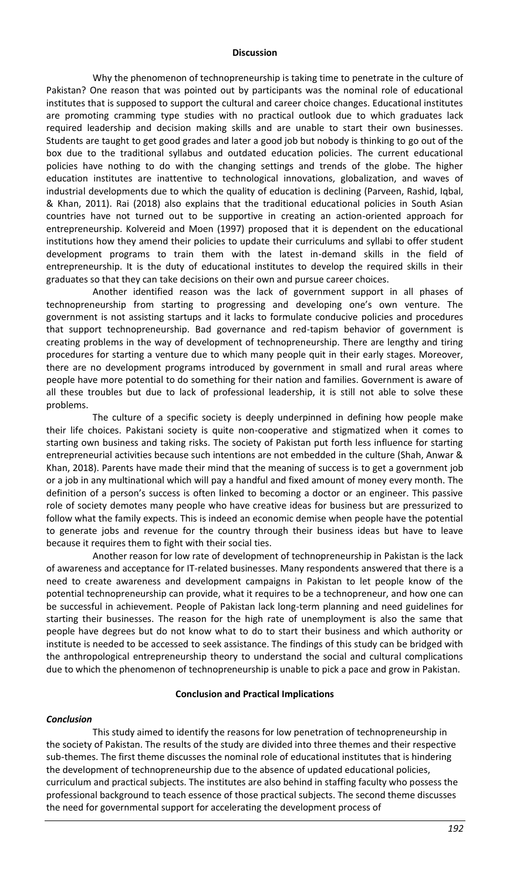## Discussion

Why the phenomenon of technopreneurship is taking time to penetrate in the culture of Pakistan? One reason that was pointed out by participants was the nominal role of educational institutes that is supposed to support the cultural and career choice changes. Educational institutes are promoting cramming type studies with no practical outlook due to which graduates lack required leadership and decision making skills and are unable to start their own businesses. Students are taught to get good grades and later a good job but nobody is thinking to go out of the box due to the traditional syllabus and outdated education policies. The current educational policies have nothing to do with the changing settings and trends of the globe. The higher education institutes are inattentive to technological innovations, globalization, and waves of industrial developments due to which the quality of education is declining (Parveen, Rashid, Iqbal, & Khan, 2011). Rai (2018) also explains that the traditional educational policies in South Asian countries have not turned out to be supportive in creating an action-oriented approach for entrepreneurship. Kolvereid and Moen (1997) proposed that it is dependent on the educational institutions how they amend their policies to update their curriculums and syllabi to offer student development programs to train them with the latest in-demand skills in the field of entrepreneurship. It is the duty of educational institutes to develop the required skills in their graduates so that they can take decisions on their own and pursue career choices.

Another identified reason was the lack of government support in all phases of technopreneurship from starting to progressing and developing one's own venture. The government is not assisting startups and it lacks to formulate conducive policies and procedures that support technopreneurship. Bad governance and red-tapism behavior of government is creating problems in the way of development of technopreneurship. There are lengthy and tiring procedures for starting a venture due to which many people quit in their early stages. Moreover, there are no development programs introduced by government in small and rural areas where people have more potential to do something for their nation and families. Government is aware of all these troubles but due to lack of professional leadership, it is still not able to solve these problems.

The culture of a specific society is deeply underpinned in defining how people make their life choices. Pakistani society is quite non-cooperative and stigmatized when it comes to starting own business and taking risks. The society of Pakistan put forth less influence for starting entrepreneurial activities because such intentions are not embedded in the culture (Shah, Anwar & Khan, 2018). Parents have made their mind that the meaning of success is to get a government job or a job in any multinational which will pay a handful and fixed amount of money every month. The definition of a person's success is often linked to becoming a doctor or an engineer. This passive role of society demotes many people who have creative ideas for business but are pressurized to follow what the family expects. This is indeed an economic demise when people have the potential to generate jobs and revenue for the country through their business ideas but have to leave because it requires them to fight with their social ties.

Another reason for low rate of development of technopreneurship in Pakistan is the lack of awareness and acceptance for IT-related businesses. Many respondents answered that there is a need to create awareness and development campaigns in Pakistan to let people know of the potential technopreneurship can provide, what it requires to be a technopreneur, and how one can be successful in achievement. People of Pakistan lack long-term planning and need guidelines for starting their businesses. The reason for the high rate of unemployment is also the same that people have degrees but do not know what to do to start their business and which authority or institute is needed to be accessed to seek assistance. The findings of this study can be bridged with the anthropological entrepreneurship theory to understand the social and cultural complications due to which the phenomenon of technopreneurship is unable to pick a pace and grow in Pakistan.

## Conclusion and Practical Implications

### *Conclusion*

This study aimed to identify the reasons for low penetration of technopreneurship in the society of Pakistan. The results of the study are divided into three themes and their respective sub-themes. The first theme discusses the nominal role of educational institutes that is hindering the development of technopreneurship due to the absence of updated educational policies, curriculum and practical subjects. The institutes are also behind in staffing faculty who possess the professional background to teach essence of those practical subjects. The second theme discusses the need for governmental support for accelerating the development process of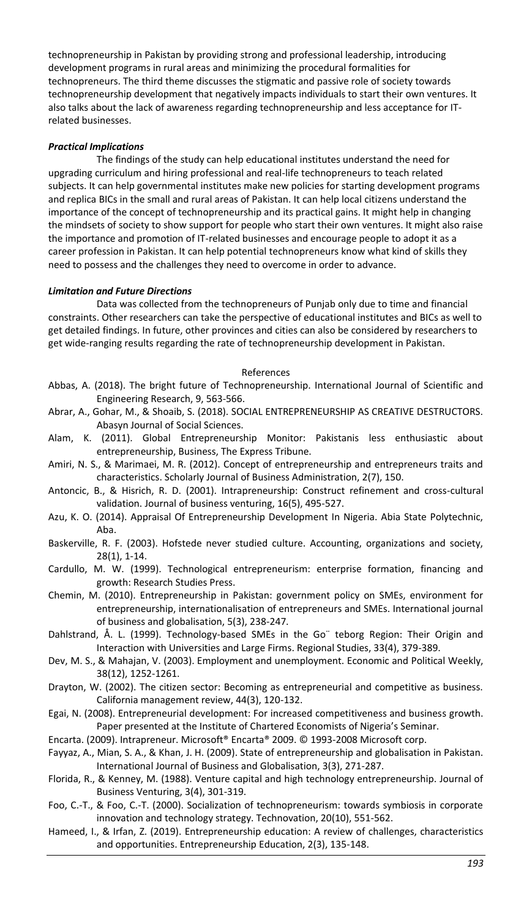technopreneurship in Pakistan by providing strong and professional leadership, introducing development programs in rural areas and minimizing the procedural formalities for technopreneurs. The third theme discusses the stigmatic and passive role of society towards technopreneurship development that negatively impacts individuals to start their own ventures. It also talks about the lack of awareness regarding technopreneurship and less acceptance for IT-related businesses.

### *Practical Implications*

The findings of the study can help educational institutes understand the need for upgrading curriculum and hiring professional and real-life technopreneurs to teach related subjects. It can help governmental institutes make new policies for starting development programs and replica BICs in the small and rural areas of Pakistan. It can help local citizens understand the importance of the concept of technopreneurship and its practical gains. It might help in changing the mindsets of society to show support for people who start their own ventures. It might also raise the importance and promotion of IT-related businesses and encourage people to adopt it as a career profession in Pakistan. It can help potential technopreneurs know what kind of skills they need to possess and the challenges they need to overcome in order to advance.

### *Limitation and Future Directions*

Data was collected from the technopreneurs of Punjab only due to time and financial constraints. Other researchers can take the perspective of educational institutes and BICs as well to get detailed findings. In future, other provinces and cities can also be considered by researchers to get wide-ranging results regarding the rate of technopreneurship development in Pakistan.

## References

Abbas, A. (2018). The bright future of Technopreneurship. International Journal of Scientific and Engineering Research, 9, 563-566.

Abrar, A., Gohar, M., & Shoaib, S. (2018). SOCIAL ENTREPRENEURSHIP AS CREATIVE DESTRUCTORS. Abasyn Journal of Social Sciences.

Alam, K. (2011). Global Entrepreneurship Monitor: Pakistanis less enthusiastic about entrepreneurship, Business, The Express Tribune.

Amiri, N. S., & Marimaei, M. R. (2012). Concept of entrepreneurship and entrepreneurs traits and characteristics. Scholarly Journal of Business Administration, 2(7), 150.

Antoncic, B., & Hisrich, R. D. (2001). Intrapreneurship: Construct refinement and cross-cultural validation. Journal of business venturing, 16(5), 495-527.

Azu, K. O. (2014). Appraisal Of Entrepreneurship Development In Nigeria. Abia State Polytechnic, Aba.

Baskerville, R. F. (2003). Hofstede never studied culture. Accounting, organizations and society, 28(1), 1-14.

Cardullo, M. W. (1999). Technological entrepreneurism: enterprise formation, financing and growth: Research Studies Press.

Chemin, M. (2010). Entrepreneurship in Pakistan: government policy on SMEs, environment for entrepreneurship, internationalisation of entrepreneurs and SMEs. International journal of business and globalisation, 5(3), 238-247.

Dahlstrand, Å. L. (1999). Technology-based SMEs in the Go¨ teborg Region: Their Origin and Interaction with Universities and Large Firms. Regional Studies, 33(4), 379-389.

Dev, M. S., & Mahajan, V. (2003). Employment and unemployment. Economic and Political Weekly, 38(12), 1252-1261.

Drayton, W. (2002). The citizen sector: Becoming as entrepreneurial and competitive as business. California management review, 44(3), 120-132.

Egai, N. (2008). Entrepreneurial development: For increased competitiveness and business growth. Paper presented at the Institute of Chartered Economists of Nigeria's Seminar.

Encarta. (2009). Intrapreneur. Microsoft® Encarta® 2009. © 1993-2008 Microsoft corp.

Fayyaz, A., Mian, S. A., & Khan, J. H. (2009). State of entrepreneurship and globalisation in Pakistan. International Journal of Business and Globalisation, 3(3), 271-287.

Florida, R., & Kenney, M. (1988). Venture capital and high technology entrepreneurship. Journal of Business Venturing, 3(4), 301-319.

Foo, C.-T., & Foo, C.-T. (2000). Socialization of technopreneurship: towards symbiosis in corporate innovation and technology strategy. Technovation, 20(10), 551-562.

Hameed, I., & Irfan, Z. (2019). Entrepreneurship education: A review of challenges, characteristics and opportunities. Entrepreneurship Education, 2(3), 135-148.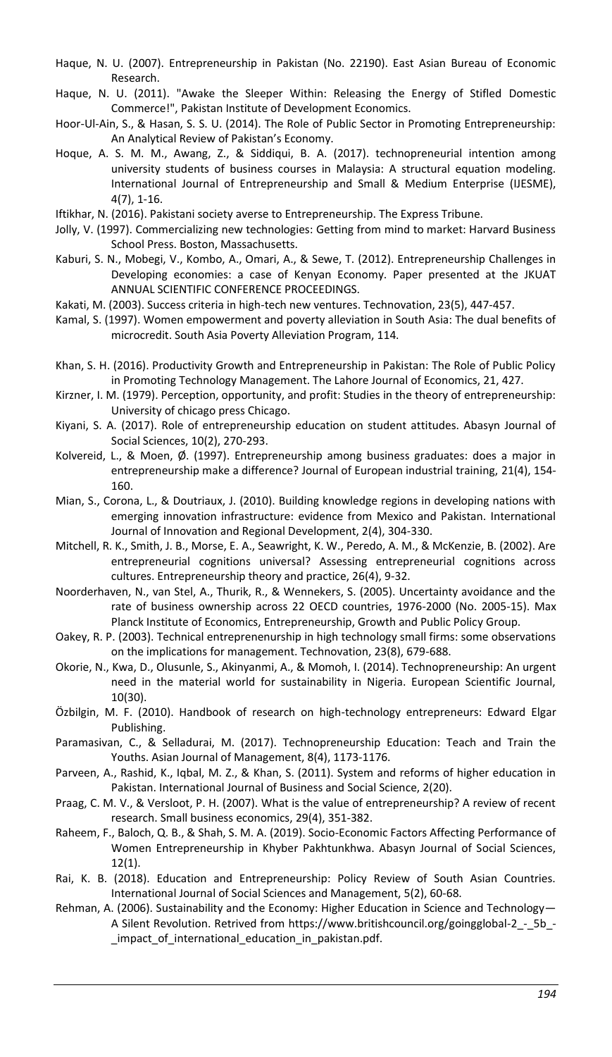Haque, N. U. (2007). Entrepreneurship in Pakistan (No. 22190). East Asian Bureau of Economic Research.

Haque, N. U. (2011). "Awake the Sleeper Within: Releasing the Energy of Stifled Domestic Commerce!", Pakistan Institute of Development Economics.

Hoor-Ul-Ain, S., & Hasan, S. S. U. (2014). The Role of Public Sector in Promoting Entrepreneurship: An Analytical Review of Pakistan's Economy.

Hoque, A. S. M. M., Awang, Z., & Siddiqui, B. A. (2017). technopreneurial intention among university students of business courses in Malaysia: A structural equation modeling. International Journal of Entrepreneurship and Small & Medium Enterprise (IJESME), 4(7), 1-16.

Iftikhar, N. (2016). Pakistani society averse to Entrepreneurship. The Express Tribune.

Jolly, V. (1997). Commercializing new technologies: Getting from mind to market: Harvard Business School Press. Boston, Massachusetts.

Kaburi, S. N., Mobegi, V., Kombo, A., Omari, A., & Sewe, T. (2012). Entrepreneurship Challenges in Developing economies: a case of Kenyan Economy. Paper presented at the JKUAT ANNUAL SCIENTIFIC CONFERENCE PROCEEDINGS.

Kakati, M. (2003). Success criteria in high-tech new ventures. Technovation, 23(5), 447-457.

Kamal, S. (1997). Women empowerment and poverty alleviation in South Asia: The dual benefits of microcredit. South Asia Poverty Alleviation Program, 114.

Khan, S. H. (2016). Productivity Growth and Entrepreneurship in Pakistan: The Role of Public Policy in Promoting Technology Management. The Lahore Journal of Economics, 21, 427.

Kirzner, I. M. (1979). Perception, opportunity, and profit: Studies in the theory of entrepreneurship: University of chicago press Chicago.

Kiyani, S. A. (2017). Role of entrepreneurship education on student attitudes. Abasyn Journal of Social Sciences, 10(2), 270-293.

Kolvereid, L., & Moen, Ø. (1997). Entrepreneurship among business graduates: does a major in entrepreneurship make a difference? Journal of European industrial training, 21(4), 154-160.

Mian, S., Corona, L., & Doutriaux, J. (2010). Building knowledge regions in developing nations with emerging innovation infrastructure: evidence from Mexico and Pakistan. International Journal of Innovation and Regional Development, 2(4), 304-330.

Mitchell, R. K., Smith, J. B., Morse, E. A., Seawright, K. W., Peredo, A. M., & McKenzie, B. (2002). Are entrepreneurial cognitions universal? Assessing entrepreneurial cognitions across cultures. Entrepreneurship theory and practice, 26(4), 9-32.

Noorderhaven, N., van Stel, A., Thurik, R., & Wennekers, S. (2005). Uncertainty avoidance and the rate of business ownership across 22 OECD countries, 1976-2000 (No. 2005-15). Max Planck Institute of Economics, Entrepreneurship, Growth and Public Policy Group.

Oakey, R. P. (2003). Technical entreprenenurship in high technology small firms: some observations on the implications for management. Technovation, 23(8), 679-688.

Okorie, N., Kwa, D., Olusunle, S., Akinyanmi, A., & Momoh, I. (2014). Technopreneurship: An urgent need in the material world for sustainability in Nigeria. European Scientific Journal, 10(30).

Özbilgin, M. F. (2010). Handbook of research on high-technology entrepreneurs: Edward Elgar Publishing.

Paramasivan, C., & Selladurai, M. (2017). Technopreneurship Education: Teach and Train the Youths. Asian Journal of Management, 8(4), 1173-1176.

Parveen, A., Rashid, K., Iqbal, M. Z., & Khan, S. (2011). System and reforms of higher education in Pakistan. International Journal of Business and Social Science, 2(20).

Praag, C. M. V., & Versloot, P. H. (2007). What is the value of entrepreneurship? A review of recent research. Small business economics, 29(4), 351-382.

Raheem, F., Baloch, Q. B., & Shah, S. M. A. (2019). Socio-Economic Factors Affecting Performance of Women Entrepreneurship in Khyber Pakhtunkhwa. Abasyn Journal of Social Sciences, 12(1).

Rai, K. B. (2018). Education and Entrepreneurship: Policy Review of South Asian Countries. International Journal of Social Sciences and Management, 5(2), 60-68.

Rehman, A. (2006). Sustainability and the Economy: Higher Education in Science and Technology—A Silent Revolution. Retrived from https://www.britishcouncil.org/goingglobal-2_-_5b_-_impact_of_international_education_in_pakistan.pdf.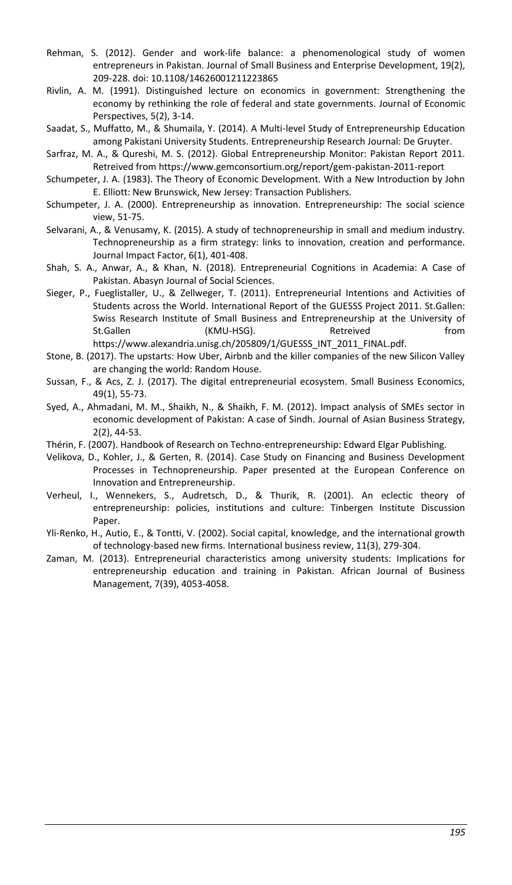Rehman, S. (2012). Gender and work-life balance: a phenomenological study of women entrepreneurs in Pakistan. Journal of Small Business and Enterprise Development, 19(2), 209-228. doi: 10.1108/14626001211223865

Rivlin, A. M. (1991). Distinguished lecture on economics in government: Strengthening the economy by rethinking the role of federal and state governments. Journal of Economic Perspectives, 5(2), 3-14.

Saadat, S., Muffatto, M., & Shumaila, Y. (2014). A Multi-level Study of Entrepreneurship Education among Pakistani University Students. Entrepreneurship Research Journal: De Gruyter.

Sarfraz, M. A., & Qureshi, M. S. (2012). Global Entrepreneurship Monitor: Pakistan Report 2011. Retreived from https://www.gemconsortium.org/report/gem-pakistan-2011-report

Schumpeter, J. A. (1983). The Theory of Economic Development. With a New Introduction by John E. Elliott: New Brunswick, New Jersey: Transaction Publishers.

Schumpeter, J. A. (2000). Entrepreneurship as innovation. Entrepreneurship: The social science view, 51-75.

Selvarani, A., & Venusamy, K. (2015). A study of technopreneurship in small and medium industry. Technopreneurship as a firm strategy: links to innovation, creation and performance. Journal Impact Factor, 6(1), 401-408.

Shah, S. A., Anwar, A., & Khan, N. (2018). Entrepreneurial Cognitions in Academia: A Case of Pakistan. Abasyn Journal of Social Sciences.

Sieger, P., Fueglistaller, U., & Zellweger, T. (2011). Entrepreneurial Intentions and Activities of Students across the World. International Report of the GUESSS Project 2011. St.Gallen: Swiss Research Institute of Small Business and Entrepreneurship at the University of St.Gallen (KMU-HSG). Retreived from https://www.alexandria.unisg.ch/205809/1/GUESSS_INT_2011_FINAL.pdf.

Stone, B. (2017). The upstarts: How Uber, Airbnb and the killer companies of the new Silicon Valley are changing the world: Random House.

Sussan, F., & Acs, Z. J. (2017). The digital entrepreneurial ecosystem. Small Business Economics, 49(1), 55-73.

Syed, A., Ahmadani, M. M., Shaikh, N., & Shaikh, F. M. (2012). Impact analysis of SMEs sector in economic development of Pakistan: A case of Sindh. Journal of Asian Business Strategy, 2(2), 44-53.

Thérin, F. (2007). Handbook of Research on Techno-entrepreneurship: Edward Elgar Publishing.

Velikova, D., Kohler, J., & Gerten, R. (2014). Case Study on Financing and Business Development Processes in Technopreneurship. Paper presented at the European Conference on Innovation and Entrepreneurship.

Verheul, I., Wennekers, S., Audretsch, D., & Thurik, R. (2001). An eclectic theory of entrepreneurship: policies, institutions and culture: Tinbergen Institute Discussion Paper.

Yli-Renko, H., Autio, E., & Tontti, V. (2002). Social capital, knowledge, and the international growth of technology-based new firms. International business review, 11(3), 279-304.

Zaman, M. (2013). Entrepreneurial characteristics among university students: Implications for entrepreneurship education and training in Pakistan. African Journal of Business Management, 7(39), 4053-4058.